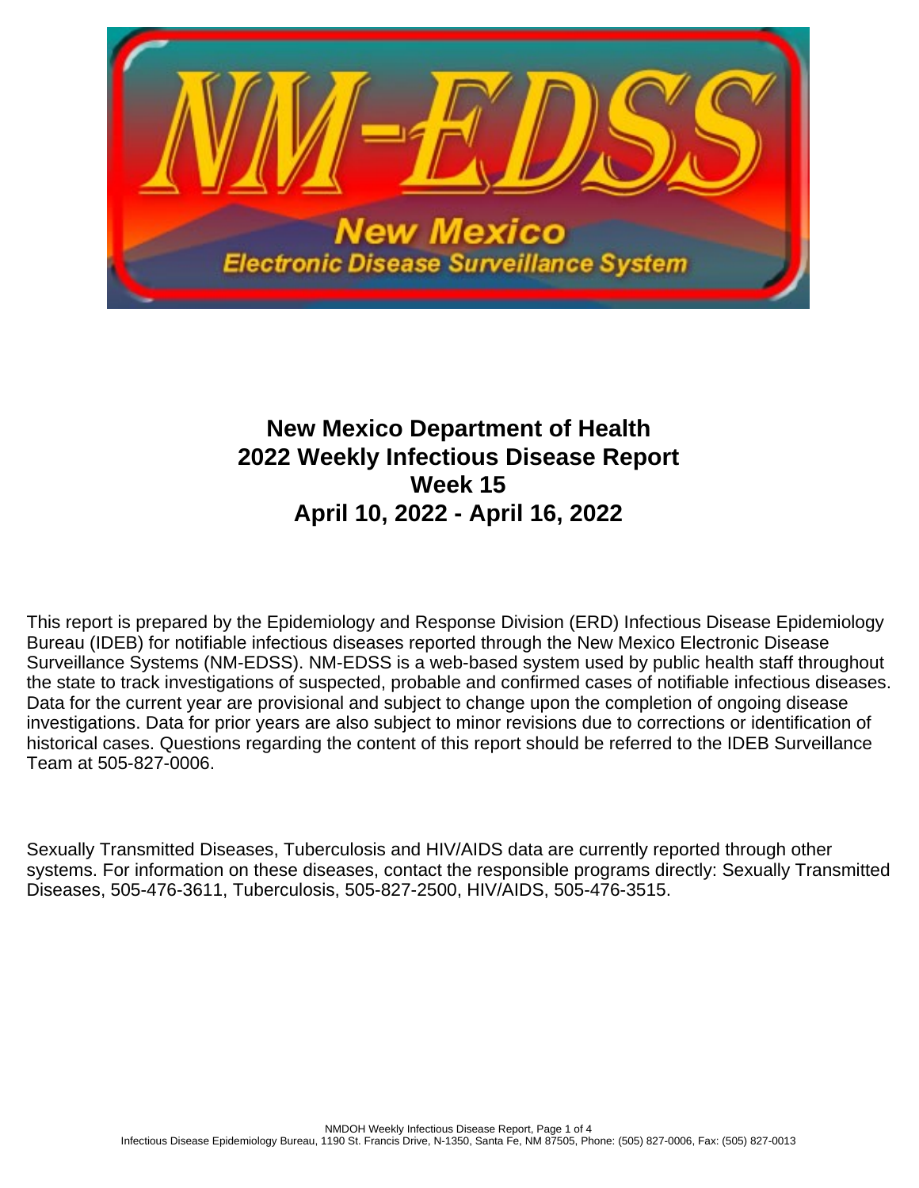# New Mexico Department of Health
# 2022 Weekly Infectious Disease Report
# Week 15
# April 10, 2022 - April 16, 2022

This report is prepared by the Epidemiology and Response Division (ERD) Infectious Disease Epidemiology Bureau (IDEB) for notifiable infectious diseases reported through the New Mexico Electronic Disease Surveillance Systems (NM-EDSS). NM-EDSS is a web-based system used by public health staff throughout the state to track investigations of suspected, probable and confirmed cases of notifiable infectious diseases. Data for the current year are provisional and subject to change upon the completion of ongoing disease investigations. Data for prior years are also subject to minor revisions due to corrections or identification of historical cases. Questions regarding the content of this report should be referred to the IDEB Surveillance Team at 505-827-0006.

Sexually Transmitted Diseases, Tuberculosis and HIV/AIDS data are currently reported through other systems. For information on these diseases, contact the responsible programs directly: Sexually Transmitted Diseases, 505-476-3611, Tuberculosis, 505-827-2500, HIV/AIDS, 505-476-3515.

Infectious Disease Epidemiology Bureau, 1190 St. Francis Drive, N-1350, Santa Fe, NM 87505, Phone: (505) 827-0006, Fax: (505) 827-0013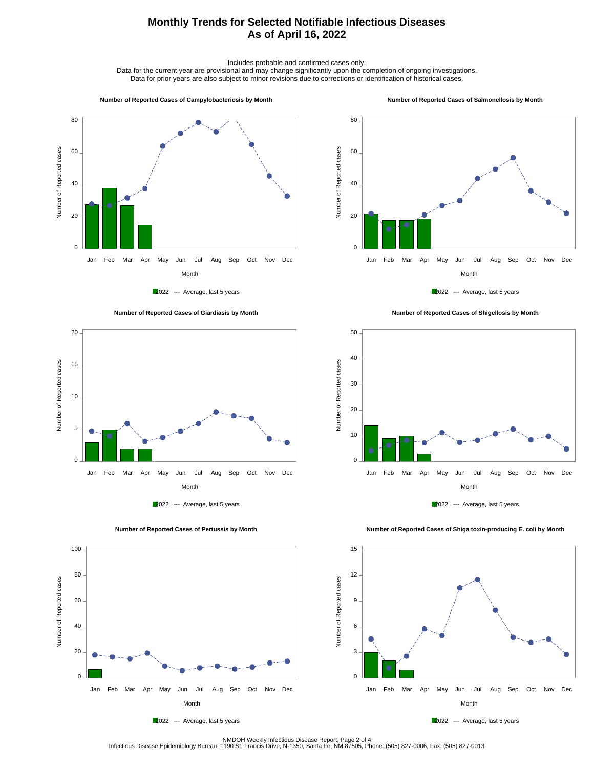# Monthly Trends for Selected Notifiable Infectious Diseases
## As of April 16, 2022

Includes probable and confirmed cases only.
Data for the current year are provisional and may change significantly upon the completion of ongoing investigations.
Data for prior years are also subject to minor revisions due to corrections or identification of historical cases.

**Number of Reported Cases of Campylobacteriosis by Month**

**Number of Reported Cases of Salmonellosis by Month**

**Number of Reported Cases of Giardiasis by Month**

**Number of Reported Cases of Shigellosis by Month**

**Number of Reported Cases of Pertussis by Month**

**Number of Reported Cases of Shiga toxin-producing E. coli by Month**

NMDOH Weekly Infectious Disease Report, Page 2 of 4
Infectious Disease Epidemiology Bureau, 1190 St. Francis Drive, N-1350, Santa Fe, NM 87505, Phone: (505) 827-0006, Fax: (505) 827-0013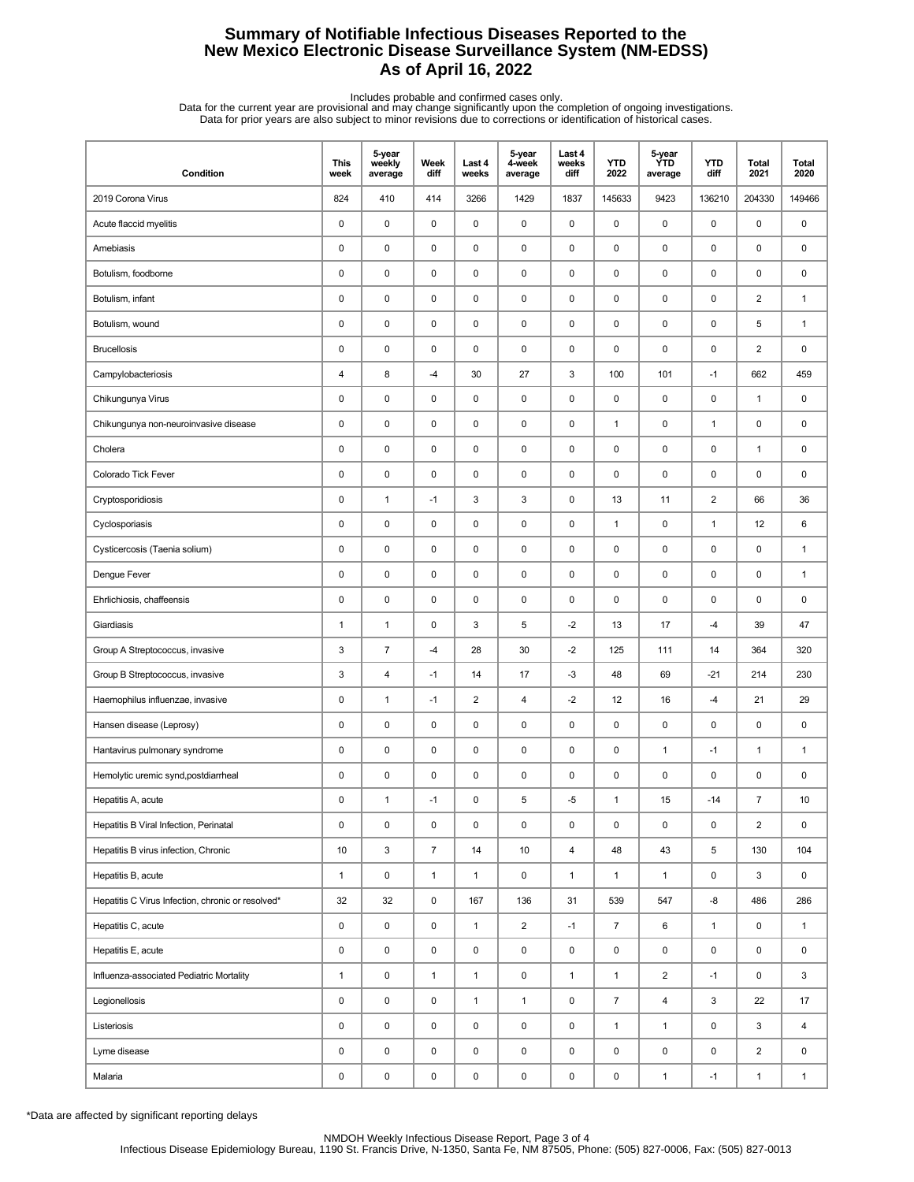# Summary of Notifiable Infectious Diseases Reported to the New Mexico Electronic Disease Surveillance System (NM-EDSS)
# As of April 16, 2022

Includes probable and confirmed cases only.
Data for the current year are provisional and may change significantly upon the completion of ongoing investigations.
Data for prior years are also subject to minor revisions due to corrections or identification of historical cases.

| Condition | This week | 5-year weekly average | Week diff | Last 4 weeks | 5-year 4-week average | Last 4 weeks diff | YTD 2022 | 5-year YTD average | YTD diff | Total 2021 | Total 2020 |
|---|---|---|---|---|---|---|---|---|---|---|---|
| 2019 Corona Virus | 824 | 410 | 414 | 3266 | 1429 | 1837 | 145633 | 9423 | 136210 | 204330 | 149466 |
| Acute flaccid myelitis | 0 | 0 | 0 | 0 | 0 | 0 | 0 | 0 | 0 | 0 | 0 |
| Amebiasis | 0 | 0 | 0 | 0 | 0 | 0 | 0 | 0 | 0 | 0 | 0 |
| Botulism, foodborne | 0 | 0 | 0 | 0 | 0 | 0 | 0 | 0 | 0 | 0 | 0 |
| Botulism, infant | 0 | 0 | 0 | 0 | 0 | 0 | 0 | 0 | 0 | 2 | 1 |
| Botulism, wound | 0 | 0 | 0 | 0 | 0 | 0 | 0 | 0 | 0 | 5 | 1 |
| Brucellosis | 0 | 0 | 0 | 0 | 0 | 0 | 0 | 0 | 0 | 2 | 0 |
| Campylobacteriosis | 4 | 8 | -4 | 30 | 27 | 3 | 100 | 101 | -1 | 662 | 459 |
| Chikungunya Virus | 0 | 0 | 0 | 0 | 0 | 0 | 0 | 0 | 0 | 1 | 0 |
| Chikungunya non-neuroinvasive disease | 0 | 0 | 0 | 0 | 0 | 0 | 1 | 0 | 1 | 0 | 0 |
| Cholera | 0 | 0 | 0 | 0 | 0 | 0 | 0 | 0 | 0 | 1 | 0 |
| Colorado Tick Fever | 0 | 0 | 0 | 0 | 0 | 0 | 0 | 0 | 0 | 0 | 0 |
| Cryptosporidiosis | 0 | 1 | -1 | 3 | 3 | 0 | 13 | 11 | 2 | 66 | 36 |
| Cyclosporiasis | 0 | 0 | 0 | 0 | 0 | 0 | 1 | 0 | 1 | 12 | 6 |
| Cysticercosis (Taenia solium) | 0 | 0 | 0 | 0 | 0 | 0 | 0 | 0 | 0 | 0 | 1 |
| Dengue Fever | 0 | 0 | 0 | 0 | 0 | 0 | 0 | 0 | 0 | 0 | 1 |
| Ehrlichiosis, chaffeensis | 0 | 0 | 0 | 0 | 0 | 0 | 0 | 0 | 0 | 0 | 0 |
| Giardiasis | 1 | 1 | 0 | 3 | 5 | -2 | 13 | 17 | -4 | 39 | 47 |
| Group A Streptococcus, invasive | 3 | 7 | -4 | 28 | 30 | -2 | 125 | 111 | 14 | 364 | 320 |
| Group B Streptococcus, invasive | 3 | 4 | -1 | 14 | 17 | -3 | 48 | 69 | -21 | 214 | 230 |
| Haemophilus influenzae, invasive | 0 | 1 | -1 | 2 | 4 | -2 | 12 | 16 | -4 | 21 | 29 |
| Hansen disease (Leprosy) | 0 | 0 | 0 | 0 | 0 | 0 | 0 | 0 | 0 | 0 | 0 |
| Hantavirus pulmonary syndrome | 0 | 0 | 0 | 0 | 0 | 0 | 0 | 1 | -1 | 1 | 1 |
| Hemolytic uremic synd,postdiarrheal | 0 | 0 | 0 | 0 | 0 | 0 | 0 | 0 | 0 | 0 | 0 |
| Hepatitis A, acute | 0 | 1 | -1 | 0 | 5 | -5 | 1 | 15 | -14 | 7 | 10 |
| Hepatitis B Viral Infection, Perinatal | 0 | 0 | 0 | 0 | 0 | 0 | 0 | 0 | 0 | 2 | 0 |
| Hepatitis B virus infection, Chronic | 10 | 3 | 7 | 14 | 10 | 4 | 48 | 43 | 5 | 130 | 104 |
| Hepatitis B, acute | 1 | 0 | 1 | 1 | 0 | 1 | 1 | 1 | 0 | 3 | 0 |
| Hepatitis C Virus Infection, chronic or resolved* | 32 | 32 | 0 | 167 | 136 | 31 | 539 | 547 | -8 | 486 | 286 |
| Hepatitis C, acute | 0 | 0 | 0 | 1 | 2 | -1 | 7 | 6 | 1 | 0 | 1 |
| Hepatitis E, acute | 0 | 0 | 0 | 0 | 0 | 0 | 0 | 0 | 0 | 0 | 0 |
| Influenza-associated Pediatric Mortality | 1 | 0 | 1 | 1 | 0 | 1 | 1 | 2 | -1 | 0 | 3 |
| Legionellosis | 0 | 0 | 0 | 1 | 1 | 0 | 7 | 4 | 3 | 22 | 17 |
| Listeriosis | 0 | 0 | 0 | 0 | 0 | 0 | 1 | 1 | 0 | 3 | 4 |
| Lyme disease | 0 | 0 | 0 | 0 | 0 | 0 | 0 | 0 | 0 | 2 | 0 |
| Malaria | 0 | 0 | 0 | 0 | 0 | 0 | 0 | 1 | -1 | 1 | 1 |

*Data are affected by significant reporting delays

NMDOH Weekly Infectious Disease Report, Page 3 of 4
Infectious Disease Epidemiology Bureau, 1190 St. Francis Drive, N-1350, Santa Fe, NM 87505, Phone: (505) 827-0006, Fax: (505) 827-0013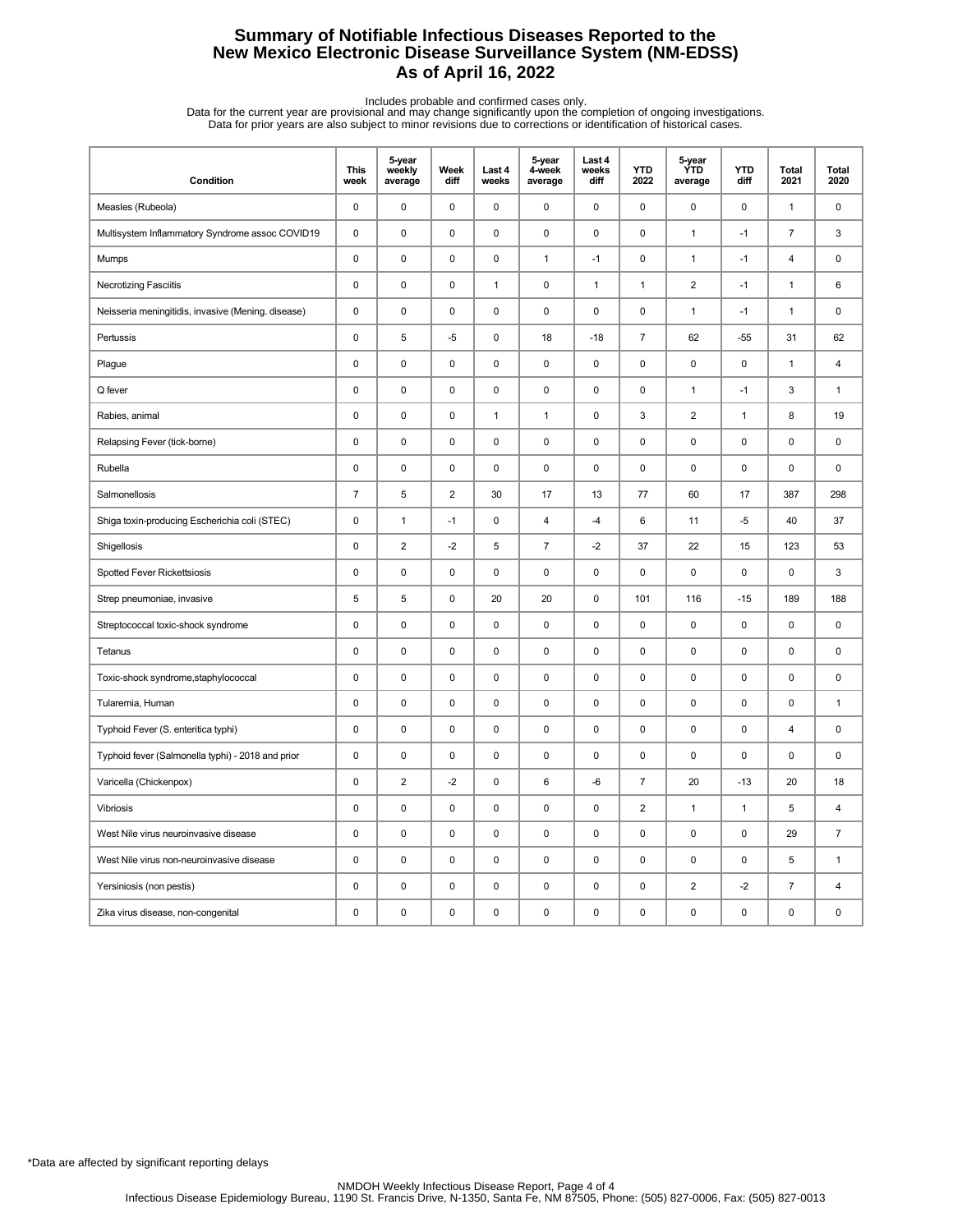# Summary of Notifiable Infectious Diseases Reported to the New Mexico Electronic Disease Surveillance System (NM-EDSS)
# As of April 16, 2022

Includes probable and confirmed cases only.
Data for the current year are provisional and may change significantly upon the completion of ongoing investigations.
Data for prior years are also subject to minor revisions due to corrections or identification of historical cases.

| Condition | This week | 5-year weekly average | Week diff | Last 4 weeks | 5-year 4-week average | Last 4 weeks diff | YTD 2022 | 5-year YTD average | YTD diff | Total 2021 | Total 2020 |
|---|---|---|---|---|---|---|---|---|---|---|---|
| Measles (Rubeola) | 0 | 0 | 0 | 0 | 0 | 0 | 0 | 0 | 0 | 1 | 0 |
| Multisystem Inflammatory Syndrome assoc COVID19 | 0 | 0 | 0 | 0 | 0 | 0 | 0 | 1 | -1 | 7 | 3 |
| Mumps | 0 | 0 | 0 | 0 | 1 | -1 | 0 | 1 | -1 | 4 | 0 |
| Necrotizing Fasciitis | 0 | 0 | 0 | 1 | 0 | 1 | 1 | 2 | -1 | 1 | 6 |
| Neisseria meningitidis, invasive (Mening. disease) | 0 | 0 | 0 | 0 | 0 | 0 | 0 | 1 | -1 | 1 | 0 |
| Pertussis | 0 | 5 | -5 | 0 | 18 | -18 | 7 | 62 | -55 | 31 | 62 |
| Plague | 0 | 0 | 0 | 0 | 0 | 0 | 0 | 0 | 0 | 1 | 4 |
| Q fever | 0 | 0 | 0 | 0 | 0 | 0 | 0 | 1 | -1 | 3 | 1 |
| Rabies, animal | 0 | 0 | 0 | 1 | 1 | 0 | 3 | 2 | 1 | 8 | 19 |
| Relapsing Fever (tick-borne) | 0 | 0 | 0 | 0 | 0 | 0 | 0 | 0 | 0 | 0 | 0 |
| Rubella | 0 | 0 | 0 | 0 | 0 | 0 | 0 | 0 | 0 | 0 | 0 |
| Salmonellosis | 7 | 5 | 2 | 30 | 17 | 13 | 77 | 60 | 17 | 387 | 298 |
| Shiga toxin-producing Escherichia coli (STEC) | 0 | 1 | -1 | 0 | 4 | -4 | 6 | 11 | -5 | 40 | 37 |
| Shigellosis | 0 | 2 | -2 | 5 | 7 | -2 | 37 | 22 | 15 | 123 | 53 |
| Spotted Fever Rickettsiosis | 0 | 0 | 0 | 0 | 0 | 0 | 0 | 0 | 0 | 0 | 3 |
| Strep pneumoniae, invasive | 5 | 5 | 0 | 20 | 20 | 0 | 101 | 116 | -15 | 189 | 188 |
| Streptococcal toxic-shock syndrome | 0 | 0 | 0 | 0 | 0 | 0 | 0 | 0 | 0 | 0 | 0 |
| Tetanus | 0 | 0 | 0 | 0 | 0 | 0 | 0 | 0 | 0 | 0 | 0 |
| Toxic-shock syndrome,staphylococcal | 0 | 0 | 0 | 0 | 0 | 0 | 0 | 0 | 0 | 0 | 0 |
| Tularemia, Human | 0 | 0 | 0 | 0 | 0 | 0 | 0 | 0 | 0 | 0 | 1 |
| Typhoid Fever (S. enteritica typhi) | 0 | 0 | 0 | 0 | 0 | 0 | 0 | 0 | 0 | 4 | 0 |
| Typhoid fever (Salmonella typhi) - 2018 and prior | 0 | 0 | 0 | 0 | 0 | 0 | 0 | 0 | 0 | 0 | 0 |
| Varicella (Chickenpox) | 0 | 2 | -2 | 0 | 6 | -6 | 7 | 20 | -13 | 20 | 18 |
| Vibriosis | 0 | 0 | 0 | 0 | 0 | 0 | 2 | 1 | 1 | 5 | 4 |
| West Nile virus neuroinvasive disease | 0 | 0 | 0 | 0 | 0 | 0 | 0 | 0 | 0 | 29 | 7 |
| West Nile virus non-neuroinvasive disease | 0 | 0 | 0 | 0 | 0 | 0 | 0 | 0 | 0 | 5 | 1 |
| Yersiniosis (non pestis) | 0 | 0 | 0 | 0 | 0 | 0 | 0 | 2 | -2 | 7 | 4 |
| Zika virus disease, non-congenital | 0 | 0 | 0 | 0 | 0 | 0 | 0 | 0 | 0 | 0 | 0 |

*Data are affected by significant reporting delays

NMDOH Weekly Infectious Disease Report, Page 4 of 4
Infectious Disease Epidemiology Bureau, 1190 St. Francis Drive, N-1350, Santa Fe, NM 87505, Phone: (505) 827-0006, Fax: (505) 827-0013